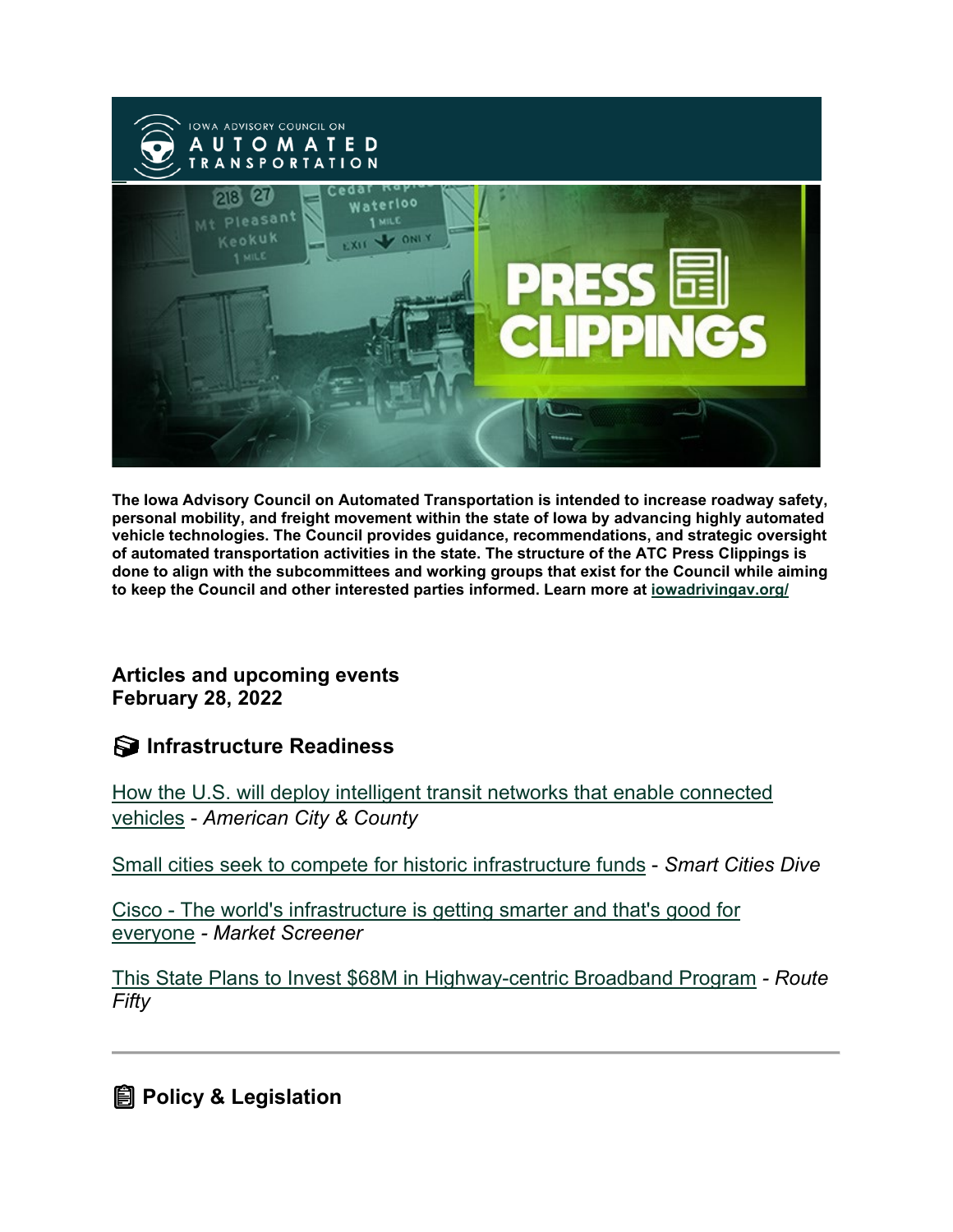The Iowa Advisory Council on Automated Transportation is intended to increase roadway safety, personal mobility, and freight movement within the state of Iowa by advancing highly automated vehicle technologies. The Council provides guidance, recommendations, and strategic oversight of automated transportation activities in the state. The structure of the ATC Press Clippings is done to align with the subcommittees and working groups that exist for the Council while aiming to keep the Council and other interested parties informed. Learn more at iowadrivingav.org/

**Articles and upcoming events**
**February 28, 2022**

## Infrastructure Readiness

How the U.S. will deploy intelligent transit networks that enable connected vehicles - *American City & County*

Small cities seek to compete for historic infrastructure funds - *Smart Cities Dive*

Cisco - The world's infrastructure is getting smarter and that's good for everyone - *Market Screener*

This State Plans to Invest $68M in Highway-centric Broadband Program - *Route Fifty*

---

## Policy & Legislation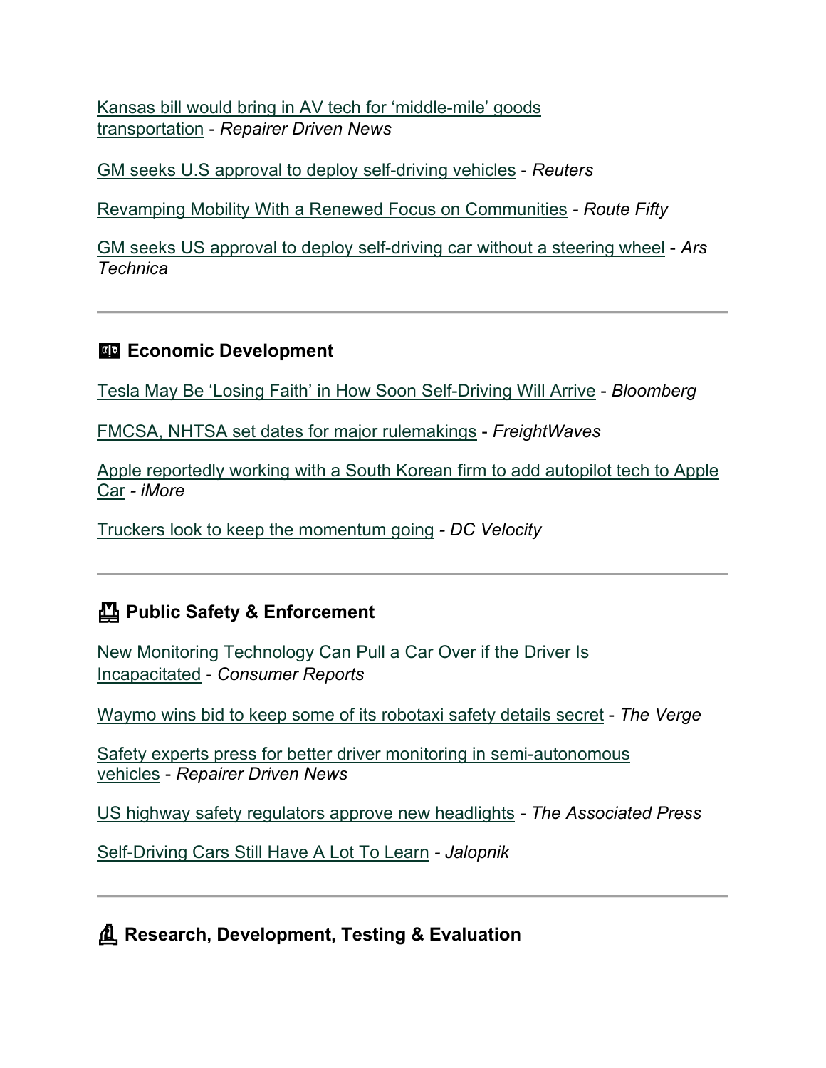Kansas bill would bring in AV tech for 'middle-mile' goods transportation - *Repairer Driven News*

GM seeks U.S approval to deploy self-driving vehicles - *Reuters*

Revamping Mobility With a Renewed Focus on Communities - *Route Fifty*

GM seeks US approval to deploy self-driving car without a steering wheel - *Ars Technica*

---

### Economic Development

Tesla May Be 'Losing Faith' in How Soon Self-Driving Will Arrive - *Bloomberg*

FMCSA, NHTSA set dates for major rulemakings - *FreightWaves*

Apple reportedly working with a South Korean firm to add autopilot tech to Apple Car - *iMore*

Truckers look to keep the momentum going - *DC Velocity*

---

### Public Safety & Enforcement

New Monitoring Technology Can Pull a Car Over if the Driver Is Incapacitated - *Consumer Reports*

Waymo wins bid to keep some of its robotaxi safety details secret - *The Verge*

Safety experts press for better driver monitoring in semi-autonomous vehicles - *Repairer Driven News*

US highway safety regulators approve new headlights - *The Associated Press*

Self-Driving Cars Still Have A Lot To Learn - *Jalopnik*

---

### Research, Development, Testing & Evaluation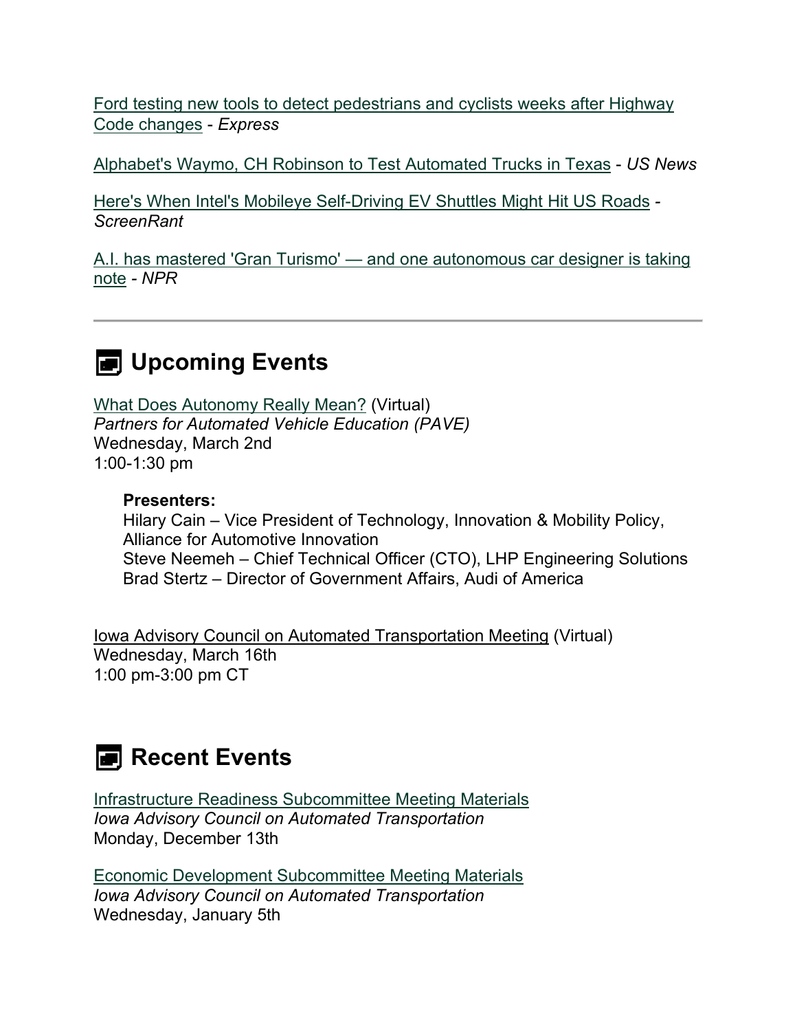Ford testing new tools to detect pedestrians and cyclists weeks after Highway Code changes - *Express*

Alphabet's Waymo, CH Robinson to Test Automated Trucks in Texas - *US News*

Here's When Intel's Mobileye Self-Driving EV Shuttles Might Hit US Roads - *ScreenRant*

A.I. has mastered 'Gran Turismo' — and one autonomous car designer is taking note - *NPR*

---

## Upcoming Events

What Does Autonomy Really Mean? (Virtual)
*Partners for Automated Vehicle Education (PAVE)*
Wednesday, March 2nd
1:00-1:30 pm

> **Presenters:**
> Hilary Cain – Vice President of Technology, Innovation & Mobility Policy, Alliance for Automotive Innovation
> Steve Neemeh – Chief Technical Officer (CTO), LHP Engineering Solutions
> Brad Stertz – Director of Government Affairs, Audi of America

Iowa Advisory Council on Automated Transportation Meeting (Virtual)
Wednesday, March 16th
1:00 pm-3:00 pm CT

## Recent Events

Infrastructure Readiness Subcommittee Meeting Materials
*Iowa Advisory Council on Automated Transportation*
Monday, December 13th

Economic Development Subcommittee Meeting Materials
*Iowa Advisory Council on Automated Transportation*
Wednesday, January 5th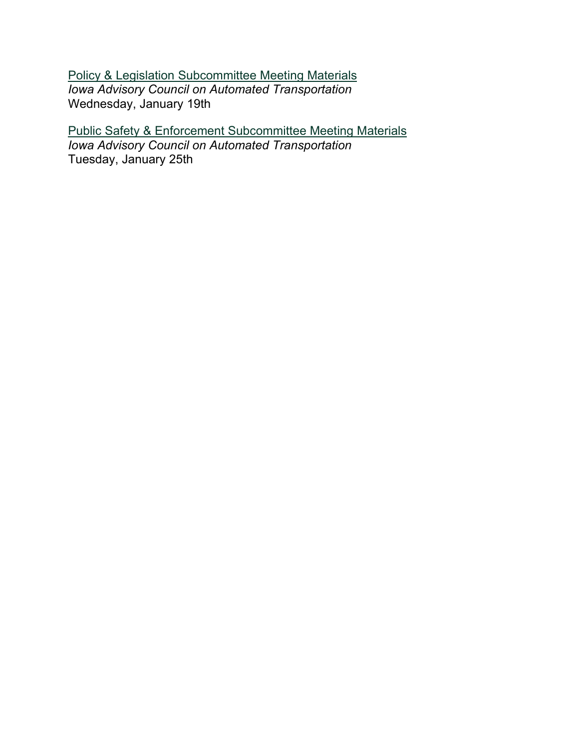Policy & Legislation Subcommittee Meeting Materials
*Iowa Advisory Council on Automated Transportation*
Wednesday, January 19th

Public Safety & Enforcement Subcommittee Meeting Materials
*Iowa Advisory Council on Automated Transportation*
Tuesday, January 25th